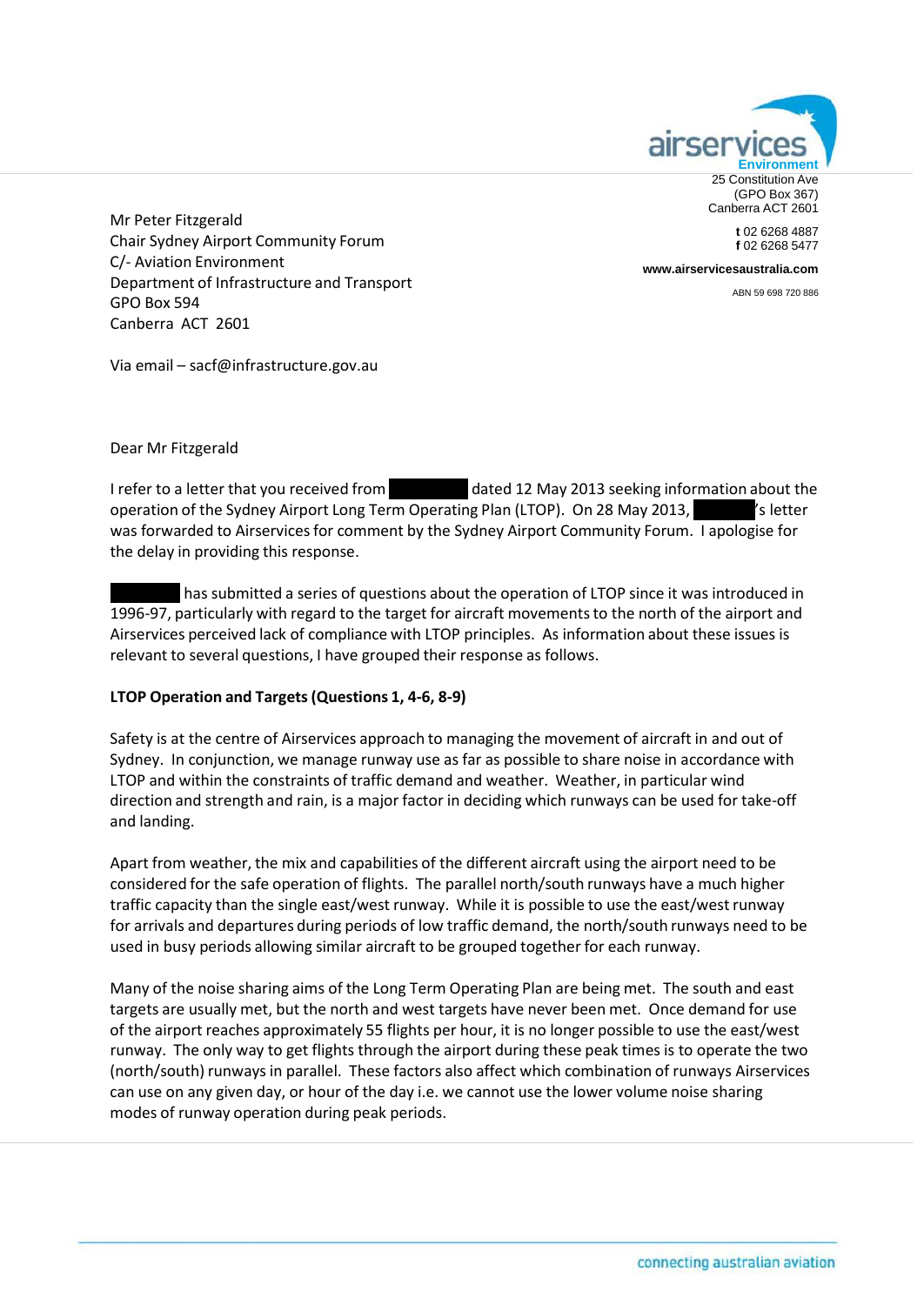airservices
Environment

25 Constitution Ave
(GPO Box 367)
Canberra ACT 2601

**t** 02 6268 4887
**f** 02 6268 5477

www.airservicesaustralia.com

ABN 59 698 720 886

Mr Peter Fitzgerald
Chair Sydney Airport Community Forum
C/- Aviation Environment
Department of Infrastructure and Transport
GPO Box 594
Canberra ACT 2601

Via email – sacf@infrastructure.gov.au

Dear Mr Fitzgerald

I refer to a letter that you received from ██████ dated 12 May 2013 seeking information about the operation of the Sydney Airport Long Term Operating Plan (LTOP). On 28 May 2013, ██████'s letter was forwarded to Airservices for comment by the Sydney Airport Community Forum. I apologise for the delay in providing this response.

██████ has submitted a series of questions about the operation of LTOP since it was introduced in 1996-97, particularly with regard to the target for aircraft movements to the north of the airport and Airservices perceived lack of compliance with LTOP principles. As information about these issues is relevant to several questions, I have grouped their response as follows.

**LTOP Operation and Targets (Questions 1, 4-6, 8-9)**

Safety is at the centre of Airservices approach to managing the movement of aircraft in and out of Sydney. In conjunction, we manage runway use as far as possible to share noise in accordance with LTOP and within the constraints of traffic demand and weather. Weather, in particular wind direction and strength and rain, is a major factor in deciding which runways can be used for take-off and landing.

Apart from weather, the mix and capabilities of the different aircraft using the airport need to be considered for the safe operation of flights. The parallel north/south runways have a much higher traffic capacity than the single east/west runway. While it is possible to use the east/west runway for arrivals and departures during periods of low traffic demand, the north/south runways need to be used in busy periods allowing similar aircraft to be grouped together for each runway.

Many of the noise sharing aims of the Long Term Operating Plan are being met. The south and east targets are usually met, but the north and west targets have never been met. Once demand for use of the airport reaches approximately 55 flights per hour, it is no longer possible to use the east/west runway. The only way to get flights through the airport during these peak times is to operate the two (north/south) runways in parallel. These factors also affect which combination of runways Airservices can use on any given day, or hour of the day i.e. we cannot use the lower volume noise sharing modes of runway operation during peak periods.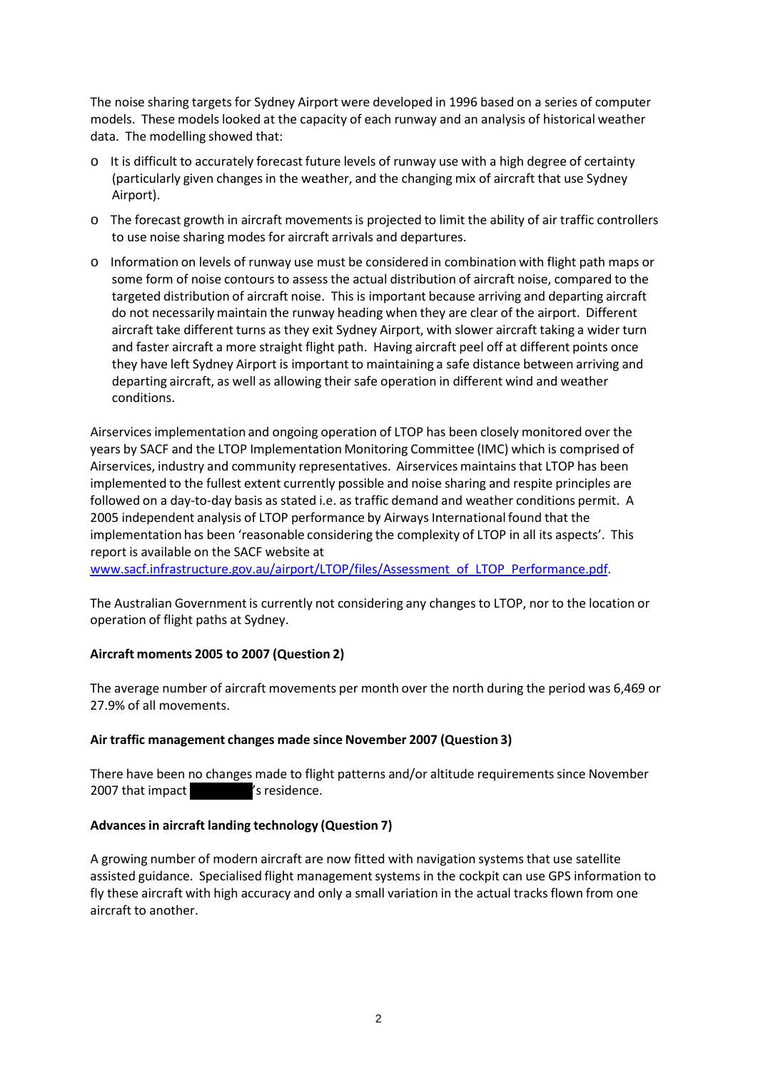The noise sharing targets for Sydney Airport were developed in 1996 based on a series of computer models. These models looked at the capacity of each runway and an analysis of historical weather data. The modelling showed that:

- It is difficult to accurately forecast future levels of runway use with a high degree of certainty (particularly given changes in the weather, and the changing mix of aircraft that use Sydney Airport).
- The forecast growth in aircraft movements is projected to limit the ability of air traffic controllers to use noise sharing modes for aircraft arrivals and departures.
- Information on levels of runway use must be considered in combination with flight path maps or some form of noise contours to assess the actual distribution of aircraft noise, compared to the targeted distribution of aircraft noise. This is important because arriving and departing aircraft do not necessarily maintain the runway heading when they are clear of the airport. Different aircraft take different turns as they exit Sydney Airport, with slower aircraft taking a wider turn and faster aircraft a more straight flight path. Having aircraft peel off at different points once they have left Sydney Airport is important to maintaining a safe distance between arriving and departing aircraft, as well as allowing their safe operation in different wind and weather conditions.

Airservices implementation and ongoing operation of LTOP has been closely monitored over the years by SACF and the LTOP Implementation Monitoring Committee (IMC) which is comprised of Airservices, industry and community representatives. Airservices maintains that LTOP has been implemented to the fullest extent currently possible and noise sharing and respite principles are followed on a day-to-day basis as stated i.e. as traffic demand and weather conditions permit. A 2005 independent analysis of LTOP performance by Airways International found that the implementation has been 'reasonable considering the complexity of LTOP in all its aspects'. This report is available on the SACF website at www.sacf.infrastructure.gov.au/airport/LTOP/files/Assessment_of_LTOP_Performance.pdf.

The Australian Government is currently not considering any changes to LTOP, nor to the location or operation of flight paths at Sydney.

**Aircraft moments 2005 to 2007 (Question 2)**

The average number of aircraft movements per month over the north during the period was 6,469 or 27.9% of all movements.

**Air traffic management changes made since November 2007 (Question 3)**

There have been no changes made to flight patterns and/or altitude requirements since November 2007 that impact [REDACTED]'s residence.

**Advances in aircraft landing technology (Question 7)**

A growing number of modern aircraft are now fitted with navigation systems that use satellite assisted guidance. Specialised flight management systems in the cockpit can use GPS information to fly these aircraft with high accuracy and only a small variation in the actual tracks flown from one aircraft to another.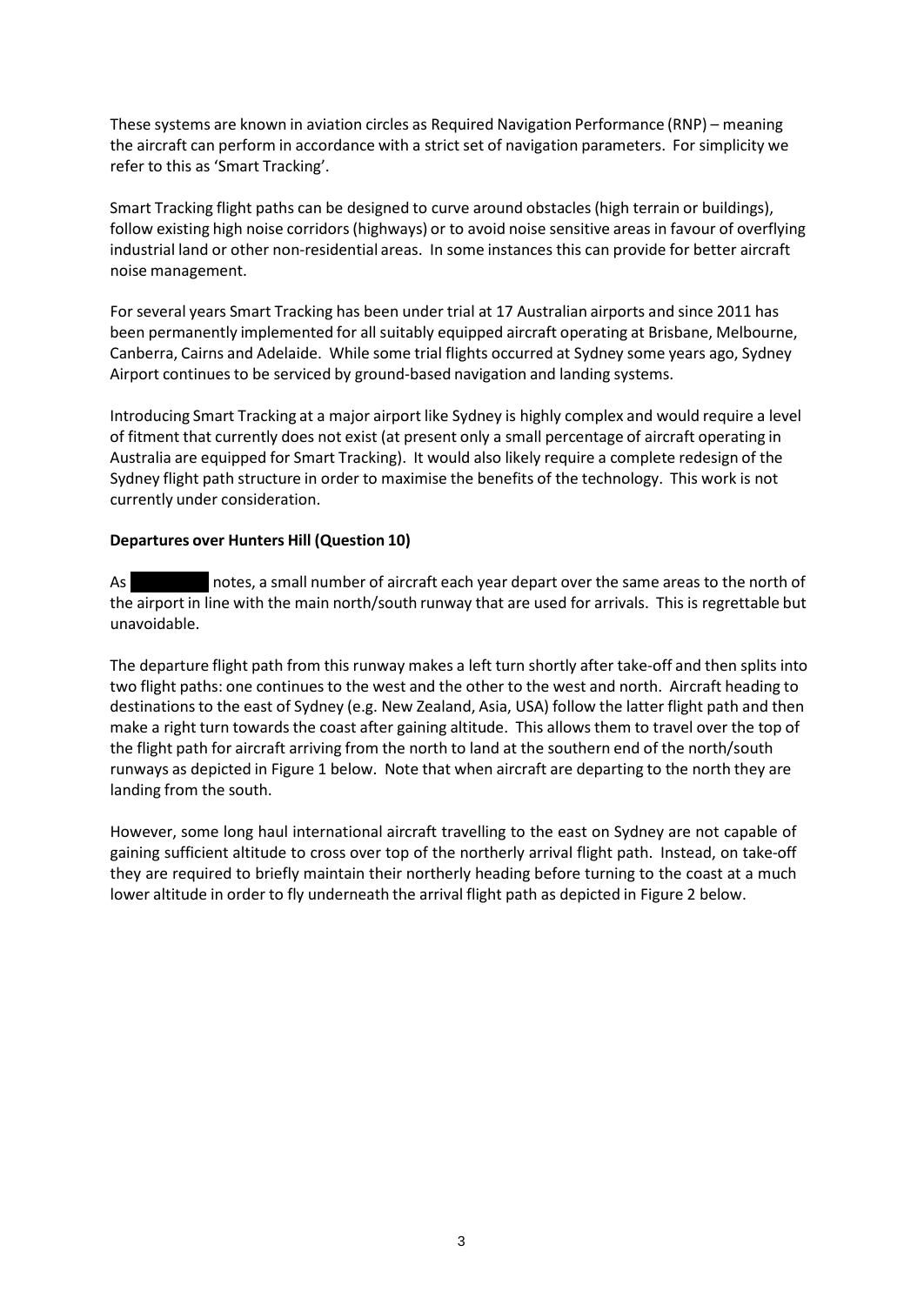These systems are known in aviation circles as Required Navigation Performance (RNP) – meaning the aircraft can perform in accordance with a strict set of navigation parameters. For simplicity we refer to this as 'Smart Tracking'.

Smart Tracking flight paths can be designed to curve around obstacles (high terrain or buildings), follow existing high noise corridors (highways) or to avoid noise sensitive areas in favour of overflying industrial land or other non-residential areas. In some instances this can provide for better aircraft noise management.

For several years Smart Tracking has been under trial at 17 Australian airports and since 2011 has been permanently implemented for all suitably equipped aircraft operating at Brisbane, Melbourne, Canberra, Cairns and Adelaide. While some trial flights occurred at Sydney some years ago, Sydney Airport continues to be serviced by ground-based navigation and landing systems.

Introducing Smart Tracking at a major airport like Sydney is highly complex and would require a level of fitment that currently does not exist (at present only a small percentage of aircraft operating in Australia are equipped for Smart Tracking). It would also likely require a complete redesign of the Sydney flight path structure in order to maximise the benefits of the technology. This work is not currently under consideration.

**Departures over Hunters Hill (Question 10)**

As [redacted] notes, a small number of aircraft each year depart over the same areas to the north of the airport in line with the main north/south runway that are used for arrivals. This is regrettable but unavoidable.

The departure flight path from this runway makes a left turn shortly after take-off and then splits into two flight paths: one continues to the west and the other to the west and north. Aircraft heading to destinations to the east of Sydney (e.g. New Zealand, Asia, USA) follow the latter flight path and then make a right turn towards the coast after gaining altitude. This allows them to travel over the top of the flight path for aircraft arriving from the north to land at the southern end of the north/south runways as depicted in Figure 1 below. Note that when aircraft are departing to the north they are landing from the south.

However, some long haul international aircraft travelling to the east on Sydney are not capable of gaining sufficient altitude to cross over top of the northerly arrival flight path. Instead, on take-off they are required to briefly maintain their northerly heading before turning to the coast at a much lower altitude in order to fly underneath the arrival flight path as depicted in Figure 2 below.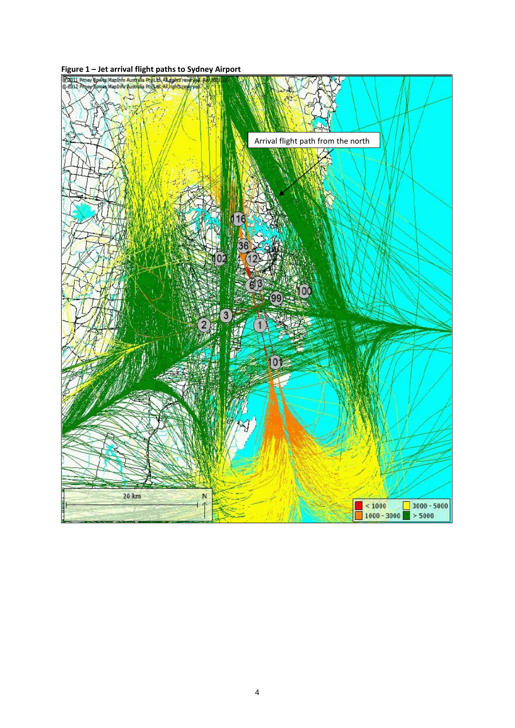**Figure 1 – Jet arrival flight paths to Sydney Airport**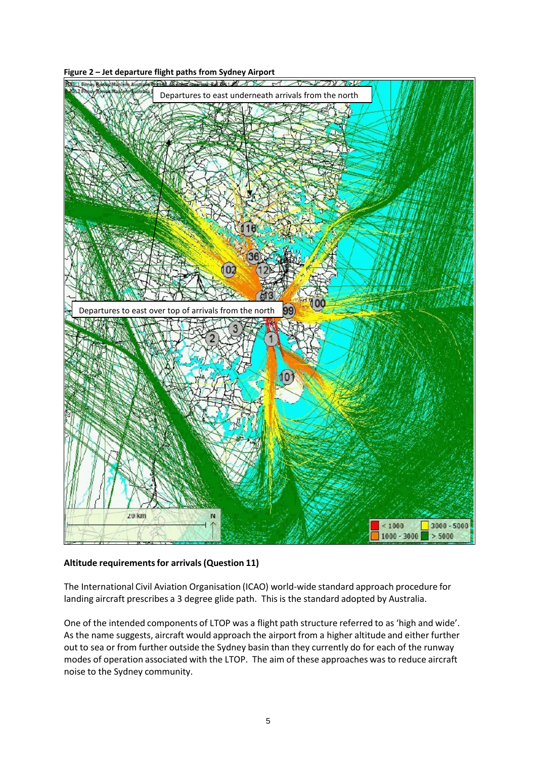**Figure 2 – Jet departure flight paths from Sydney Airport**

**Altitude requirements for arrivals (Question 11)**

The International Civil Aviation Organisation (ICAO) world-wide standard approach procedure for landing aircraft prescribes a 3 degree glide path. This is the standard adopted by Australia.

One of the intended components of LTOP was a flight path structure referred to as 'high and wide'. As the name suggests, aircraft would approach the airport from a higher altitude and either further out to sea or from further outside the Sydney basin than they currently do for each of the runway modes of operation associated with the LTOP. The aim of these approaches was to reduce aircraft noise to the Sydney community.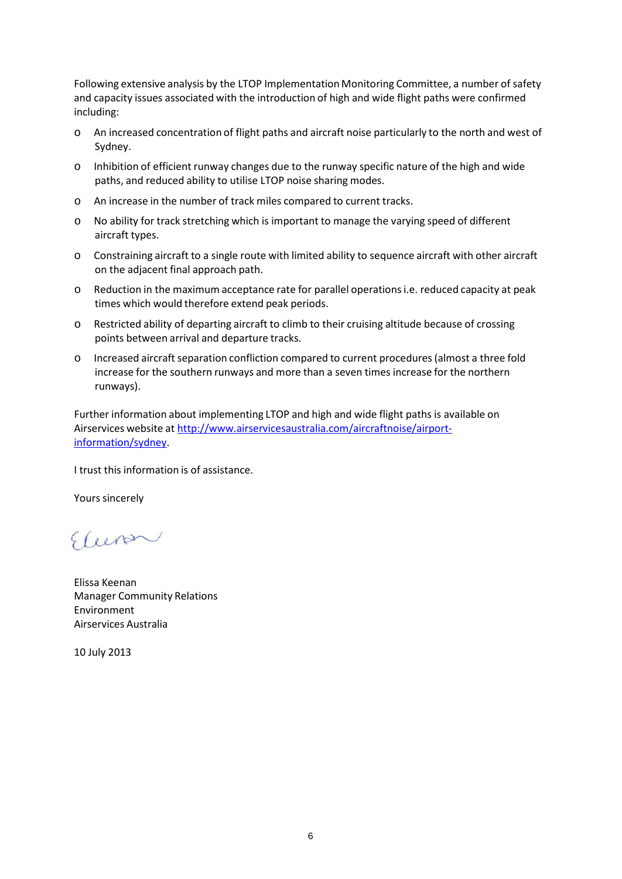Following extensive analysis by the LTOP Implementation Monitoring Committee, a number of safety and capacity issues associated with the introduction of high and wide flight paths were confirmed including:

- An increased concentration of flight paths and aircraft noise particularly to the north and west of Sydney.
- Inhibition of efficient runway changes due to the runway specific nature of the high and wide paths, and reduced ability to utilise LTOP noise sharing modes.
- An increase in the number of track miles compared to current tracks.
- No ability for track stretching which is important to manage the varying speed of different aircraft types.
- Constraining aircraft to a single route with limited ability to sequence aircraft with other aircraft on the adjacent final approach path.
- Reduction in the maximum acceptance rate for parallel operations i.e. reduced capacity at peak times which would therefore extend peak periods.
- Restricted ability of departing aircraft to climb to their cruising altitude because of crossing points between arrival and departure tracks.
- Increased aircraft separation confliction compared to current procedures (almost a three fold increase for the southern runways and more than a seven times increase for the northern runways).

Further information about implementing LTOP and high and wide flight paths is available on Airservices website at [http://www.airservicesaustralia.com/aircraftnoise/airport-information/sydney](http://www.airservicesaustralia.com/aircraftnoise/airport-information/sydney).

I trust this information is of assistance.

Yours sincerely

Elissa Keenan
Manager Community Relations
Environment
Airservices Australia

10 July 2013